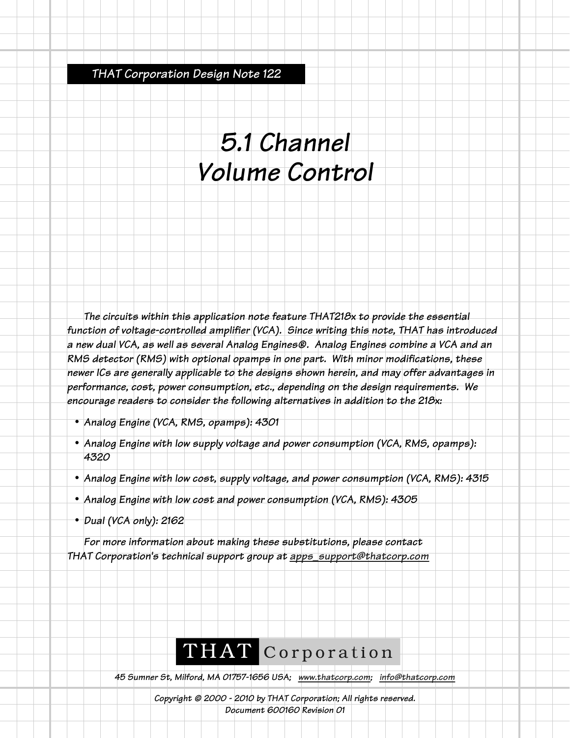THAT Corporation Design Note 122

# 5.1 Channel Volume Control

The circuits within this application note feature THAT218x to provide the essential function of voltage-controlled amplifier (VCA). Since writing this note, THAT has introduced a new dual VCA, as well as several Analog Engines®. Analog Engines combine a VCA and an RMS detector (RMS) with optional opamps in one part. With minor modifications, these newer ICs are generally applicable to the designs shown herein, and may offer advantages in performance, cost, power consumption, etc., depending on the design requirements. We encourage readers to consider the following alternatives in addition to the 218x:

- Analog Engine (VCA, RMS, opamps): 4301
- Analog Engine with low supply voltage and power consumption (VCA, RMS, opamps): 4320
- Analog Engine with low cost, supply voltage, and power consumption (VCA, RMS): 4315
- Analog Engine with low cost and power consumption (VCA, RMS): 4305
- Dual (VCA only): 2162

For more information about making these substitutions, please contact THAT Corporation's technical support group at apps_support@thatcorp.com

THAT Corporation

45 Sumner St, Milford, MA 01757-1656 USA; www.thatcorp.com; info@thatcorp.com

Copyright © 2000 - 2010 by THAT Corporation; All rights reserved.
Document 600160 Revision 01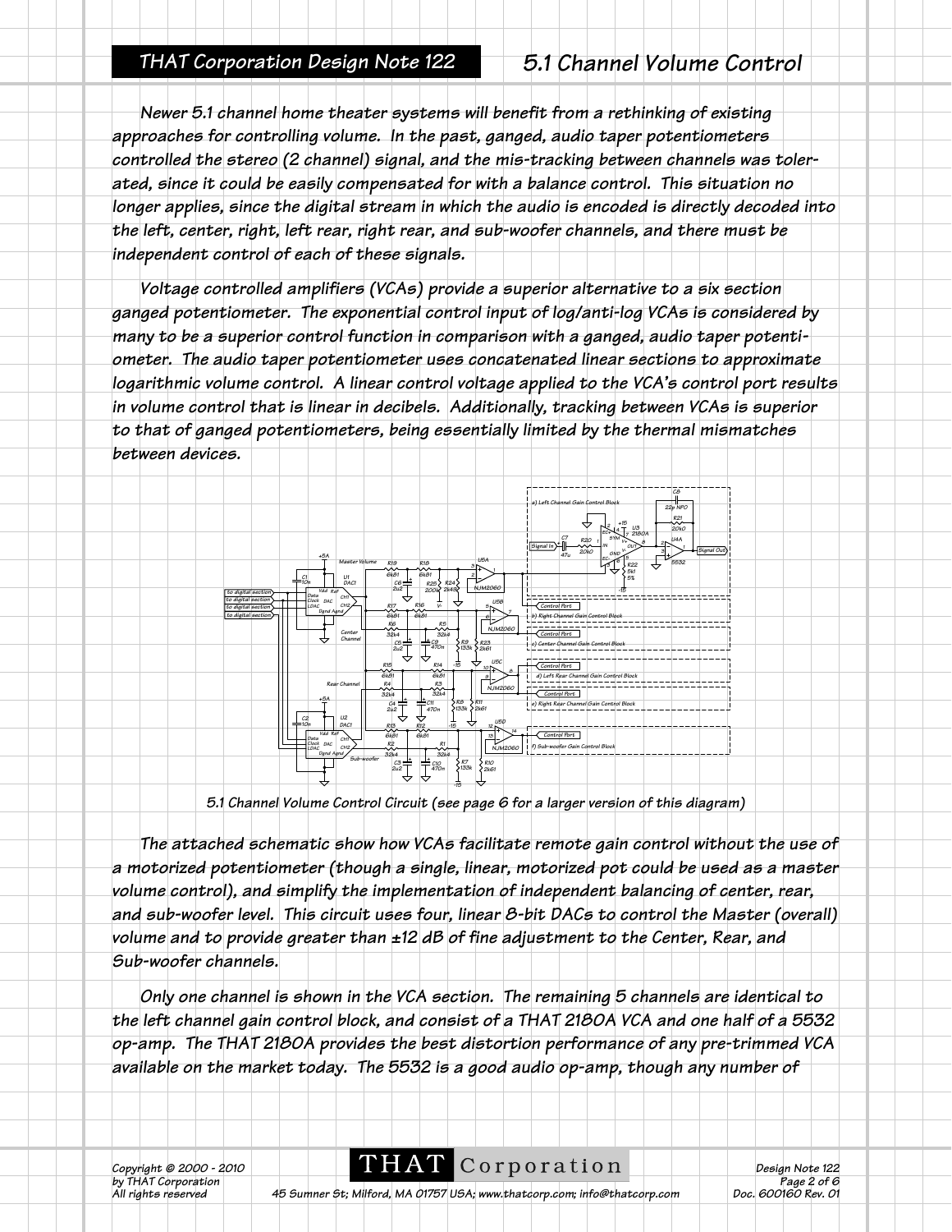Newer 5.1 channel home theater systems will benefit from a rethinking of existing approaches for controlling volume. In the past, ganged, audio taper potentiometers controlled the stereo (2 channel) signal, and the mis-tracking between channels was tolerated, since it could be easily compensated for with a balance control. This situation no longer applies, since the digital stream in which the audio is encoded is directly decoded into the left, center, right, left rear, right rear, and sub-woofer channels, and there must be independent control of each of these signals.

Voltage controlled amplifiers (VCAs) provide a superior alternative to a six section ganged potentiometer. The exponential control input of log/anti-log VCAs is considered by many to be a superior control function in comparison with a ganged, audio taper potentiometer. The audio taper potentiometer uses concatenated linear sections to approximate logarithmic volume control. A linear control voltage applied to the VCA's control port results in volume control that is linear in decibels. Additionally, tracking between VCAs is superior to that of ganged potentiometers, being essentially limited by the thermal mismatches between devices.

5.1 Channel Volume Control Circuit (see page 6 for a larger version of this diagram)

The attached schematic show how VCAs facilitate remote gain control without the use of a motorized potentiometer (though a single, linear, motorized pot could be used as a master volume control), and simplify the implementation of independent balancing of center, rear, and sub-woofer level. This circuit uses four, linear 8-bit DACs to control the Master (overall) volume and to provide greater than ±12 dB of fine adjustment to the Center, Rear, and Sub-woofer channels.

Only one channel is shown in the VCA section. The remaining 5 channels are identical to the left channel gain control block, and consist of a THAT 2180A VCA and one half of a 5532 op-amp. The THAT 2180A provides the best distortion performance of any pre-trimmed VCA available on the market today. The 5532 is a good audio op-amp, though any number of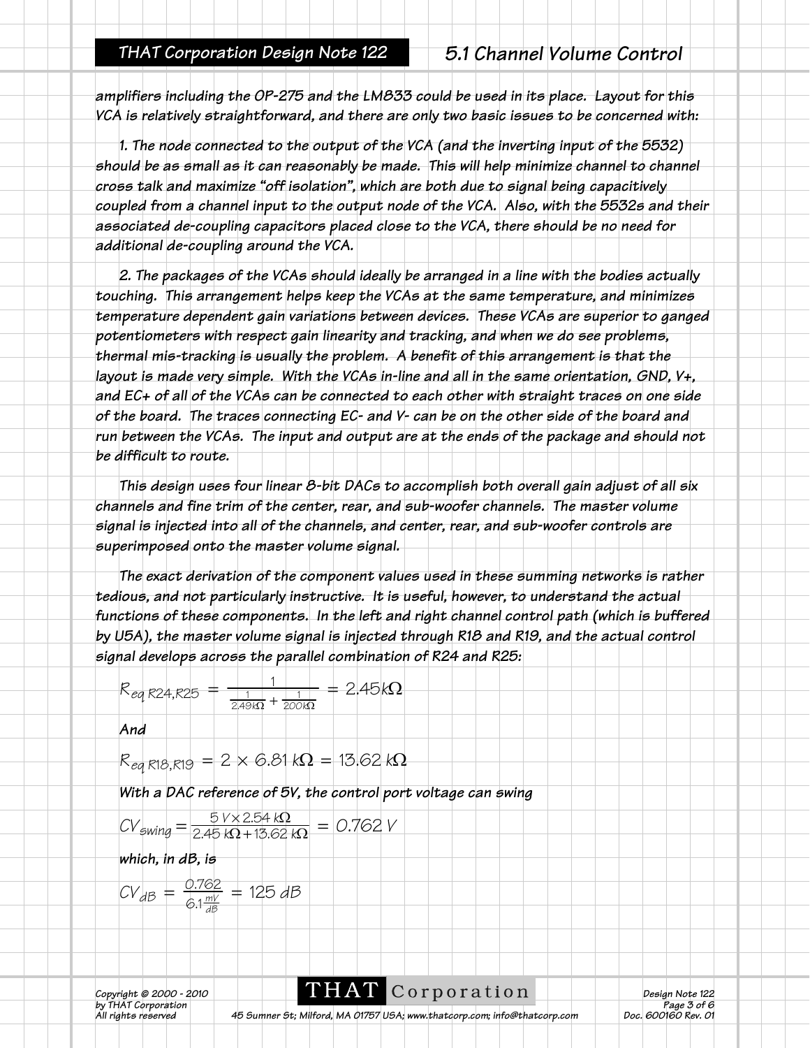amplifiers including the OP-275 and the LM833 could be used in its place. Layout for this VCA is relatively straightforward, and there are only two basic issues to be concerned with:

1. The node connected to the output of the VCA (and the inverting input of the 5532) should be as small as it can reasonably be made. This will help minimize channel to channel cross talk and maximize "off isolation", which are both due to signal being capacitively coupled from a channel input to the output node of the VCA. Also, with the 5532s and their associated de-coupling capacitors placed close to the VCA, there should be no need for additional de-coupling around the VCA.

2. The packages of the VCAs should ideally be arranged in a line with the bodies actually touching. This arrangement helps keep the VCAs at the same temperature, and minimizes temperature dependent gain variations between devices. These VCAs are superior to ganged potentiometers with respect gain linearity and tracking, and when we do see problems, thermal mis-tracking is usually the problem. A benefit of this arrangement is that the layout is made very simple. With the VCAs in-line and all in the same orientation, GND, V+, and EC+ of all of the VCAs can be connected to each other with straight traces on one side of the board. The traces connecting EC- and V- can be on the other side of the board and run between the VCAs. The input and output are at the ends of the package and should not be difficult to route.

This design uses four linear 8-bit DACs to accomplish both overall gain adjust of all six channels and fine trim of the center, rear, and sub-woofer channels. The master volume signal is injected into all of the channels, and center, rear, and sub-woofer controls are superimposed onto the master volume signal.

The exact derivation of the component values used in these summing networks is rather tedious, and not particularly instructive. It is useful, however, to understand the actual functions of these components. In the left and right channel control path (which is buffered by U5A), the master volume signal is injected through R18 and R19, and the actual control signal develops across the parallel combination of R24 and R25:

$$R_{eq\,R24,R25} = \frac{1}{\frac{1}{2.49k\Omega} + \frac{1}{200k\Omega}} = 2.45k\Omega$$

And

$$R_{eq\,R18,R19} = 2 \times 6.81\,k\Omega = 13.62\,k\Omega$$

With a DAC reference of 5V, the control port voltage can swing

$$CV_{swing} = \frac{5\,V \times 2.54\,k\Omega}{2.45\,k\Omega + 13.62\,k\Omega} = 0.762\,V$$

which, in dB, is

$$CV_{dB} = \frac{0.762}{6.1\frac{mV}{dB}} = 125\,dB$$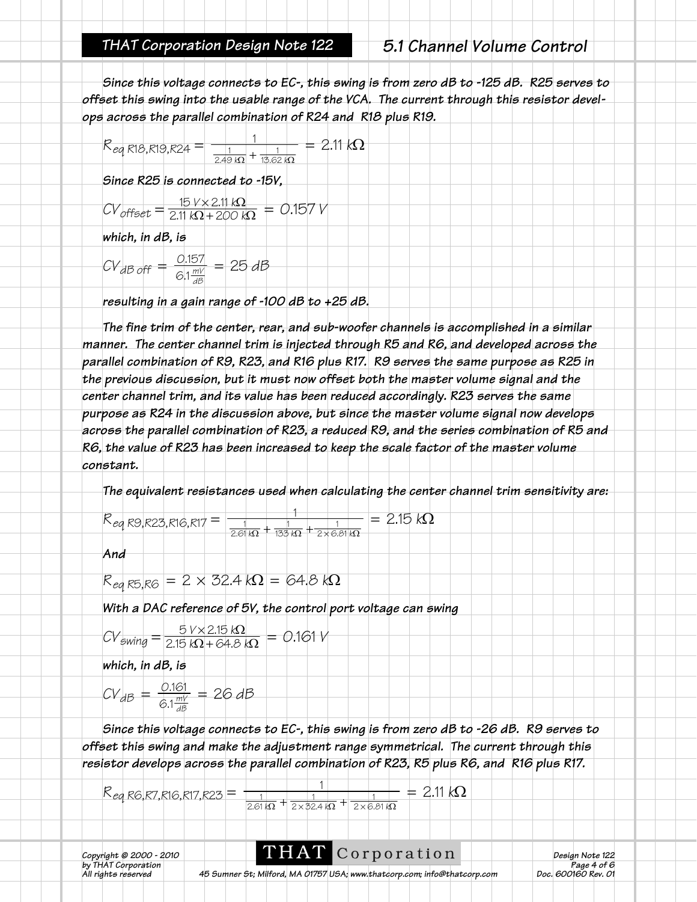Since this voltage connects to EC-, this swing is from zero dB to -125 dB. R25 serves to offset this swing into the usable range of the VCA. The current through this resistor develops across the parallel combination of R24 and R18 plus R19.

$$R_{eq\ R18,R19,R24} = \frac{1}{\frac{1}{2.49\ k\Omega} + \frac{1}{13.62\ k\Omega}} = 2.11\ k\Omega$$

Since R25 is connected to -15V,

$$CV_{offset} = \frac{15\ V \times 2.11\ k\Omega}{2.11\ k\Omega + 200\ k\Omega} = 0.157\ V$$

which, in dB, is

$$CV_{dB\ off} = \frac{0.157}{6.1\frac{mV}{dB}} = 25\ dB$$

resulting in a gain range of -100 dB to +25 dB.

The fine trim of the center, rear, and sub-woofer channels is accomplished in a similar manner. The center channel trim is injected through R5 and R6, and developed across the parallel combination of R9, R23, and R16 plus R17. R9 serves the same purpose as R25 in the previous discussion, but it must now offset both the master volume signal and the center channel trim, and its value has been reduced accordingly. R23 serves the same purpose as R24 in the discussion above, but since the master volume signal now develops across the parallel combination of R23, a reduced R9, and the series combination of R5 and R6, the value of R23 has been increased to keep the scale factor of the master volume constant.

The equivalent resistances used when calculating the center channel trim sensitivity are:

$$R_{eq\ R9,R23,R16,R17} = \frac{1}{\frac{1}{2.61\ k\Omega} + \frac{1}{133\ k\Omega} + \frac{1}{2 \times 6.81\ k\Omega}} = 2.15\ k\Omega$$

And

$$R_{eq\ R5,R6} = 2 \times 32.4\ k\Omega = 64.8\ k\Omega$$

With a DAC reference of 5V, the control port voltage can swing

$$CV_{swing} = \frac{5\ V \times 2.15\ k\Omega}{2.15\ k\Omega + 64.8\ k\Omega} = 0.161\ V$$

which, in dB, is

$$CV_{dB} = \frac{0.161}{6.1\frac{mV}{dB}} = 26\ dB$$

Since this voltage connects to EC-, this swing is from zero dB to -26 dB. R9 serves to offset this swing and make the adjustment range symmetrical. The current through this resistor develops across the parallel combination of R23, R5 plus R6, and R16 plus R17.

$$R_{eq\ R6,R7,R16,R17,R23} = \frac{1}{\frac{1}{2.61\ k\Omega} + \frac{1}{2 \times 32.4\ k\Omega} + \frac{1}{2 \times 6.81\ k\Omega}} = 2.11\ k\Omega$$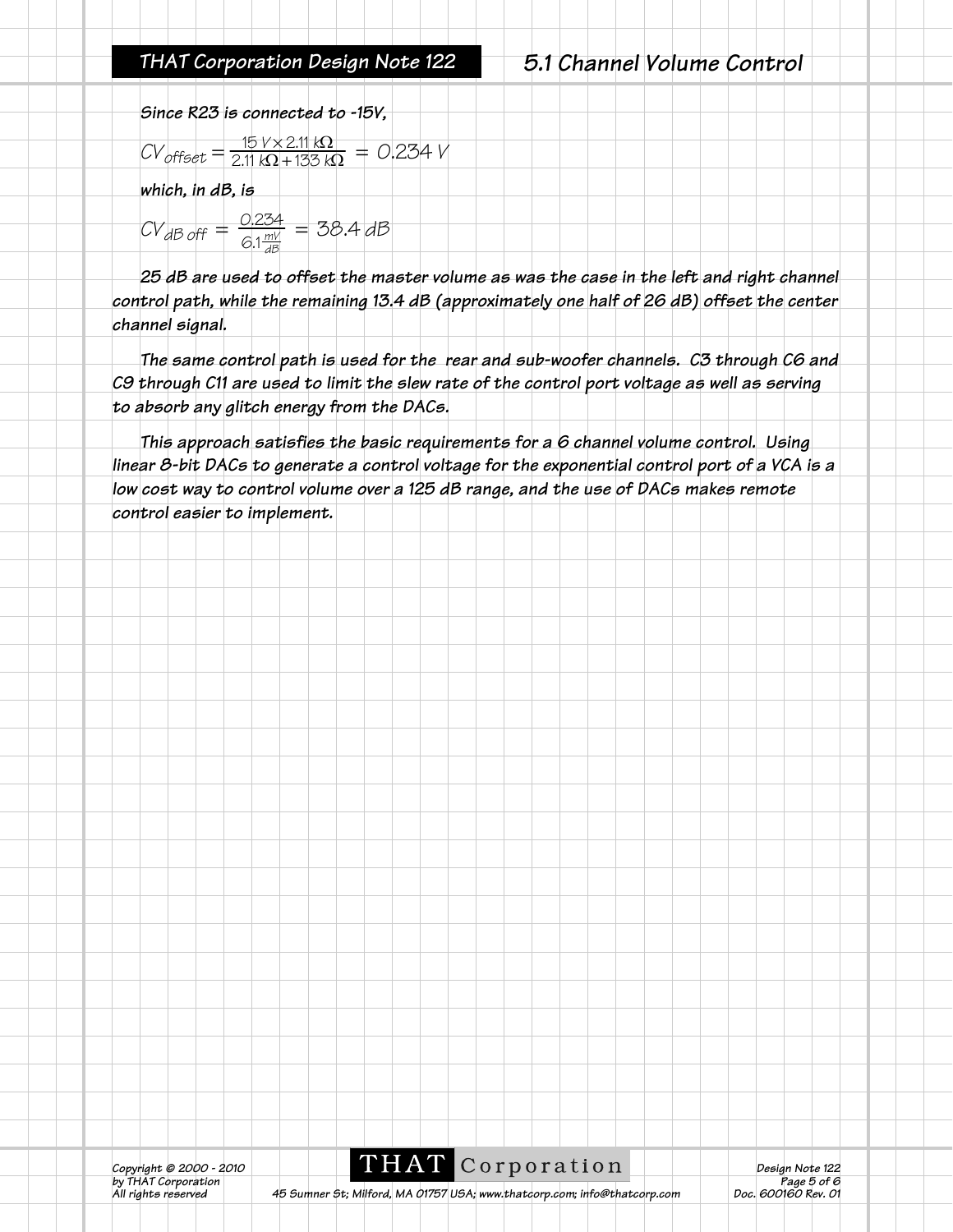Since R23 is connected to -15V,

$$CV_{offset} = \frac{15\ V \times 2.11\ k\Omega}{2.11\ k\Omega + 133\ k\Omega} = 0.234\ V$$

which, in dB, is

$$CV_{dB\ off} = \frac{0.234}{6.1\frac{mV}{dB}} = 38.4\ dB$$

25 dB are used to offset the master volume as was the case in the left and right channel control path, while the remaining 13.4 dB (approximately one half of 26 dB) offset the center channel signal.

The same control path is used for the rear and sub-woofer channels. C3 through C6 and C9 through C11 are used to limit the slew rate of the control port voltage as well as serving to absorb any glitch energy from the DACs.

This approach satisfies the basic requirements for a 6 channel volume control. Using linear 8-bit DACs to generate a control voltage for the exponential control port of a VCA is a low cost way to control volume over a 125 dB range, and the use of DACs makes remote control easier to implement.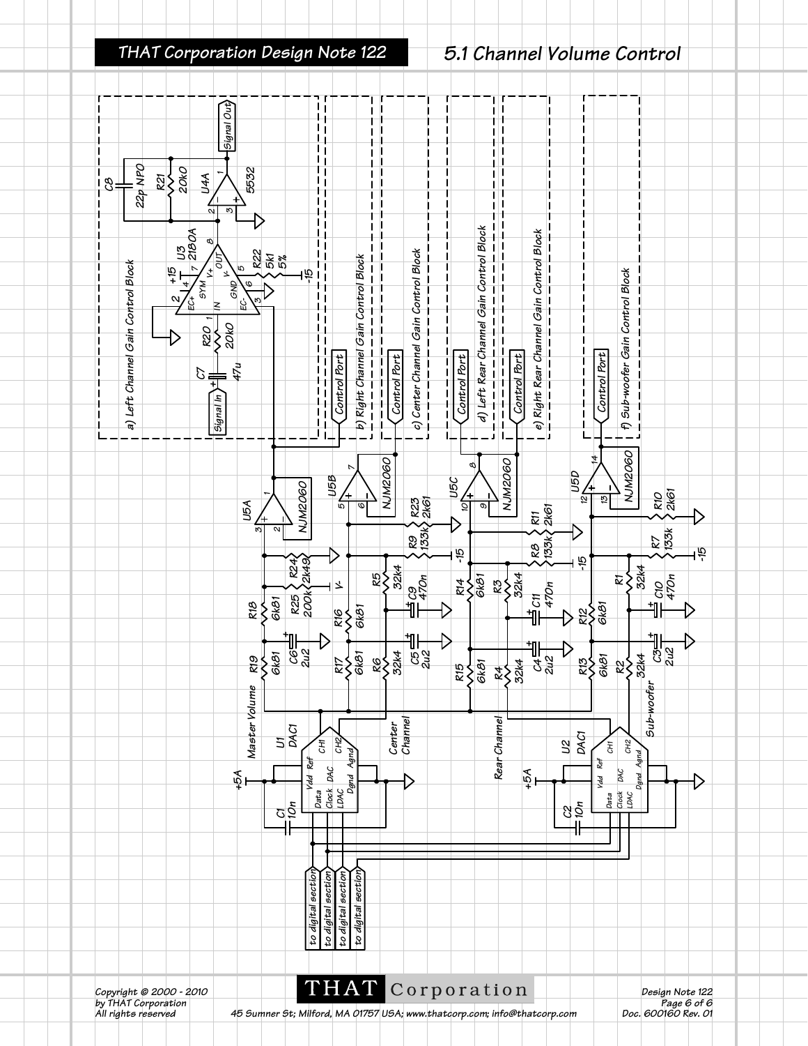# 5.1 Channel Volume Control

a) Left Channel Gain Control Block

b) Right Channel Gain Control Block

c) Center Channel Gain Control Block

d) Left Rear Channel Gain Control Block

e) Right Rear Channel Gain Control Block

f) Sub-woofer Gain Control Block

Signal In

Signal Out

Control Port

C7 47u

R20 20k0

U3 2180A

EC+ SYM V+ OUT IN GND V- EC-

+15

-15

R22 5k1 5%

C8 22p NPO

R21 20k0

U4A 5532

U5A NJM2060

U5B NJM2060

U5C NJM2060

U5D NJM2060

R24 2k49

R25 200k

V-

R18 6k81

R19 6k81

C6 2u2

R16 6k81

R17 6k81

R5 32k4

R6 32k4

C9 470n

C5 2u2

R9 133k

R23 2k61

R14 6k81

R15 6k81

R3 32k4

R4 32k4

C11 470n

C4 2u2

R8 133k

R11 2k61

R12 6k81

R13 6k81

R1 32k4

R2 32k4

C10 470n

C3 2u2

R7 133k

R10 2k61

Master Volume

Center Channel

Rear Channel

Sub-woofer

U1 DAC1

U2 DAC1

Vdd Ref CH1 CH2 Data Clock LDAC DAC Dgnd Agnd

+5A

C1 10n

C2 10n

to digital section

to digital section

to digital section

to digital section